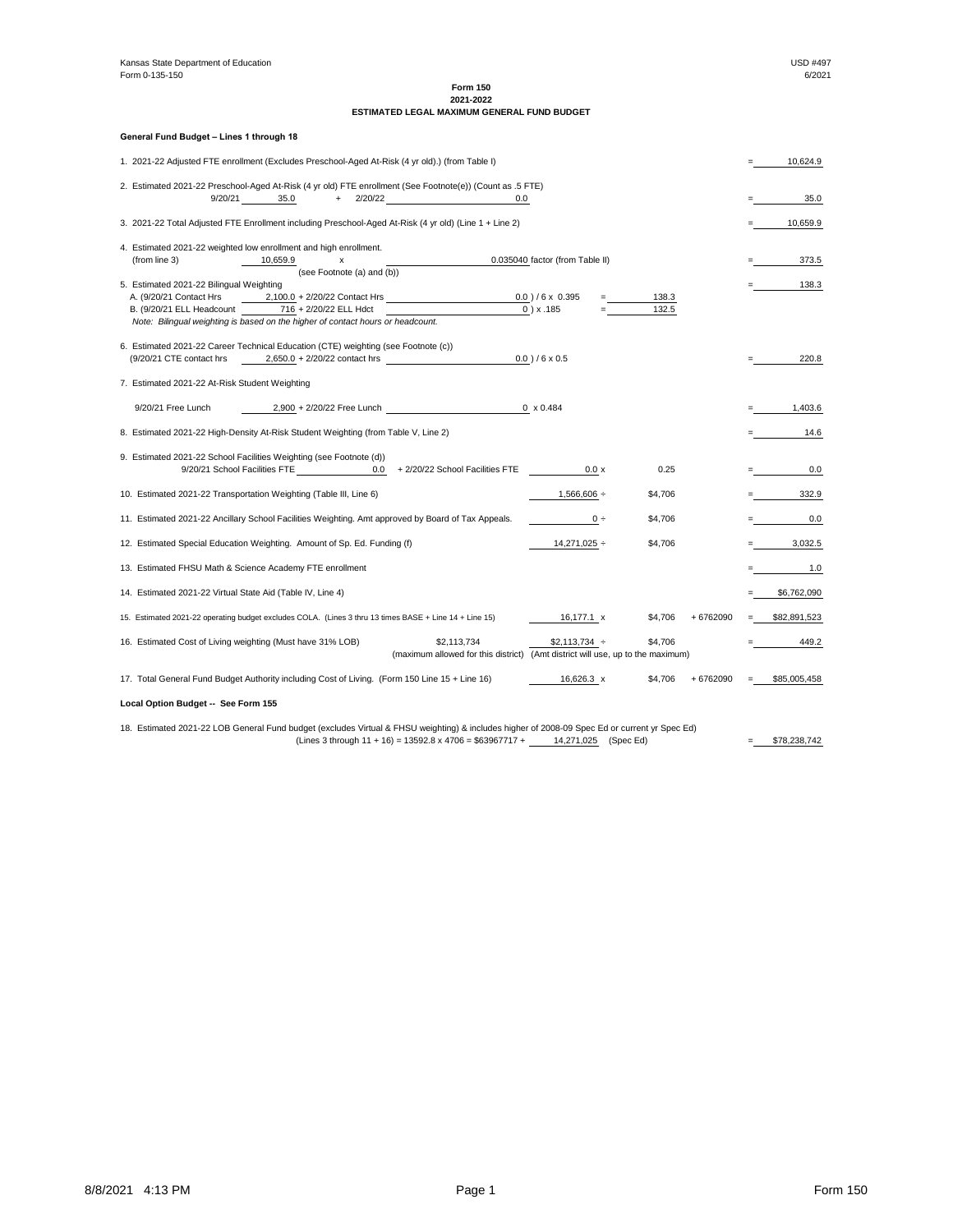Kansas State Department of Education
Form 0-135-150

USD #497
6/2021

## Form 150
## 2021-2022
## ESTIMATED LEGAL MAXIMUM GENERAL FUND BUDGET

**General Fund Budget – Lines 1 through 18**

1. 2021-22 Adjusted FTE enrollment (Excludes Preschool-Aged At-Risk (4 yr old).) (from Table I) = 10,624.9

2. Estimated 2021-22 Preschool-Aged At-Risk (4 yr old) FTE enrollment (See Footnote(e)) (Count as .5 FTE)
9/20/21 35.0 + 2/20/22 0.0 = 35.0

3. 2021-22 Total Adjusted FTE Enrollment including Preschool-Aged At-Risk (4 yr old) (Line 1 + Line 2) = 10,659.9

4. Estimated 2021-22 weighted low enrollment and high enrollment.
(from line 3) 10,659.9 x 0.035040 factor (from Table II) = 373.5
(see Footnote (a) and (b))

5. Estimated 2021-22 Bilingual Weighting = 138.3
A. (9/20/21 Contact Hrs 2,100.0 + 2/20/22 Contact Hrs 0.0 ) / 6 x 0.395 = 138.3
B. (9/20/21 ELL Headcount 716 + 2/20/22 ELL Hdct 0 ) x .185 = 132.5
*Note: Bilingual weighting is based on the higher of contact hours or headcount.*

6. Estimated 2021-22 Career Technical Education (CTE) weighting (see Footnote (c))
(9/20/21 CTE contact hrs 2,650.0 + 2/20/22 contact hrs 0.0 ) / 6 x 0.5 = 220.8

7. Estimated 2021-22 At-Risk Student Weighting
9/20/21 Free Lunch 2,900 + 2/20/22 Free Lunch 0 x 0.484 = 1,403.6

8. Estimated 2021-22 High-Density At-Risk Student Weighting (from Table V, Line 2) = 14.6

9. Estimated 2021-22 School Facilities Weighting (see Footnote (d))
9/20/21 School Facilities FTE 0.0 + 2/20/22 School Facilities FTE 0.0 x 0.25 = 0.0

10. Estimated 2021-22 Transportation Weighting (Table III, Line 6) 1,566,606 ÷ $4,706 = 332.9

11. Estimated 2021-22 Ancillary School Facilities Weighting. Amt approved by Board of Tax Appeals. 0 ÷ $4,706 = 0.0

12. Estimated Special Education Weighting. Amount of Sp. Ed. Funding (f) 14,271,025 ÷ $4,706 = 3,032.5

13. Estimated FHSU Math & Science Academy FTE enrollment = 1.0

14. Estimated 2021-22 Virtual State Aid (Table IV, Line 4) = $6,762,090

15. Estimated 2021-22 operating budget excludes COLA. (Lines 3 thru 13 times BASE + Line 14 + Line 15) 16,177.1 x $4,706 + 6762090 = $82,891,523

16. Estimated Cost of Living weighting (Must have 31% LOB) $2,113,734 $2,113,734 ÷ $4,706 = 449.2
(maximum allowed for this district) (Amt district will use, up to the maximum)

17. Total General Fund Budget Authority including Cost of Living. (Form 150 Line 15 + Line 16) 16,626.3 x $4,706 + 6762090 = $85,005,458

**Local Option Budget -- See Form 155**

18. Estimated 2021-22 LOB General Fund budget (excludes Virtual & FHSU weighting) & includes higher of 2008-09 Spec Ed or current yr Spec Ed)
(Lines 3 through 11 + 16) = 13592.8 x 4706 = $63967717 + 14,271,025 (Spec Ed) = $78,238,742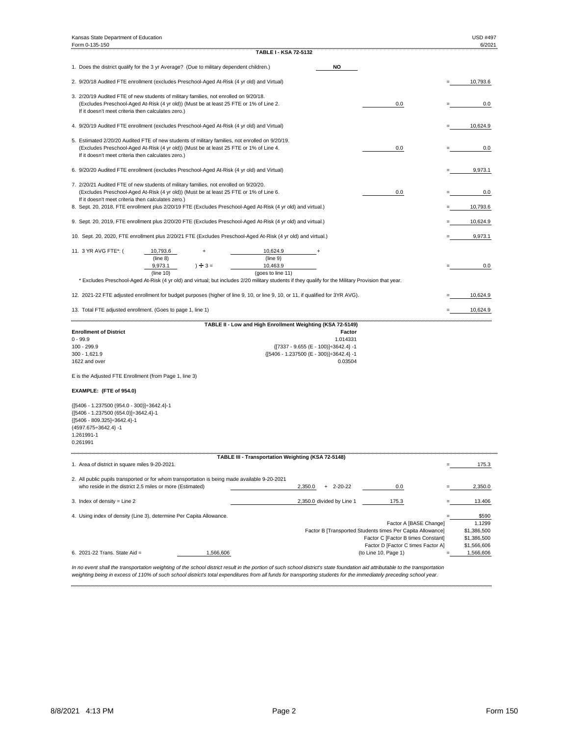Kansas State Department of Education — USD #497

Form 0-135-150 — 6/2021

## TABLE I - KSA 72-5132

1. Does the district qualify for the 3 yr Average? (Due to military dependent children.) **NO**

2. 9/20/18 Audited FTE enrollment (excludes Preschool-Aged At-Risk (4 yr old) and Virtual) = 10,793.6

3. 2/20/19 Audited FTE of new students of military families, not enrolled on 9/20/18. (Excludes Preschool-Aged At-Risk (4 yr old)) (Must be at least 25 FTE or 1% of Line 2. If it doesn't meet criteria then calculates zero.) 0.0 = 0.0

4. 9/20/19 Audited FTE enrollment (excludes Preschool-Aged At-Risk (4 yr old) and Virtual) = 10,624.9

5. Estimated 2/20/20 Audited FTE of new students of military families, not enrolled on 9/20/19. (Excludes Preschool-Aged At-Risk (4 yr old)) (Must be at least 25 FTE or 1% of Line 4. If it doesn't meet criteria then calculates zero.) 0.0 = 0.0

6. 9/20/20 Audited FTE enrollment (excludes Preschool-Aged At-Risk (4 yr old) and Virtual) = 9,973.1

7. 2/20/21 Audited FTE of new students of military families, not enrolled on 9/20/20. (Excludes Preschool-Aged At-Risk (4 yr old)) (Must be at least 25 FTE or 1% of Line 6. If it doesn't meet criteria then calculates zero.) 0.0 = 0.0

8. Sept. 20, 2018, FTE enrollment plus 2/20/19 FTE (Excludes Preschool-Aged At-Risk (4 yr old) and virtual.) = 10,793.6

9. Sept. 20, 2019, FTE enrollment plus 2/20/20 FTE (Excludes Preschool-Aged At-Risk (4 yr old) and virtual.) = 10,624.9

10. Sept. 20, 2020, FTE enrollment plus 2/20/21 FTE (Excludes Preschool-Aged At-Risk (4 yr old) and virtual.) = 9,973.1

11. 3 YR AVG FTE*: ( 10,793.6 (line 8) + 10,624.9 (line 9) + 9,973.1 (line 10) ) ÷ 3 = 10,463.9 (goes to line 11) = 0.0

\* Excludes Preschool-Aged At-Risk (4 yr old) and virtual; but includes 2/20 military students if they qualify for the Military Provision that year.

12. 2021-22 FTE adjusted enrollment for budget purposes (higher of line 9, 10, or line 9, 10, or 11, if qualified for 3YR AVG). = 10,624.9

13. Total FTE adjusted enrollment. (Goes to page 1, line 1) = 10,624.9

## TABLE II - Low and High Enrollment Weighting (KSA 72-5149)

| Enrollment of District | Factor |
|---|---|
| 0 - 99.9 | 1.014331 |
| 100 - 299.9 | {[7337 - 9.655 (E - 100)]÷3642.4} -1 |
| 300 - 1,621.9 | {[5406 - 1.237500 (E - 300)]÷3642.4} -1 |
| 1622 and over | 0.03504 |

E is the Adjusted FTE Enrollment (from Page 1, line 3)

**EXAMPLE: (FTE of 954.0)**

{[5406 - 1.237500 (954.0 - 300)]÷3642.4}-1
{[5406 - 1.237500 (654.0)]÷3642.4}-1
{[5406 - 809.325]÷3642.4}-1
{4597.675÷3642.4} -1
1.261991-1
0.261991

## TABLE III - Transportation Weighting (KSA 72-5148)

1. Area of district in square miles 9-20-2021. = 175.3

2. All public pupils transported or for whom transportation is being made available 9-20-2021 who reside in the district 2.5 miles or more (Estimated) 2,350.0 + 2-20-22 0.0 = 2,350.0

3. Index of density = Line 2 2,350.0 divided by Line 1 175.3 = 13.406

4. Using index of density (Line 3), determine Per Capita Allowance. = $590

| | |
|---|---|
| Factor A [BASE Change] | 1.1299 |
| Factor B [Transported Students times Per Capita Allowance] | $1,386,500 |
| Factor C [Factor B times Constant] | $1,386,500 |
| Factor D [Factor C times Factor A] | $1,566,606 |

6. 2021-22 Trans. State Aid = 1,566,606 (to Line 10, Page 1) = 1,566,606

*In no event shall the transportation weighting of the school district result in the portion of such school district's state foundation aid attributable to the transportation weighting being in excess of 110% of such school district's total expenditures from all funds for transporting students for the immediately preceding school year.*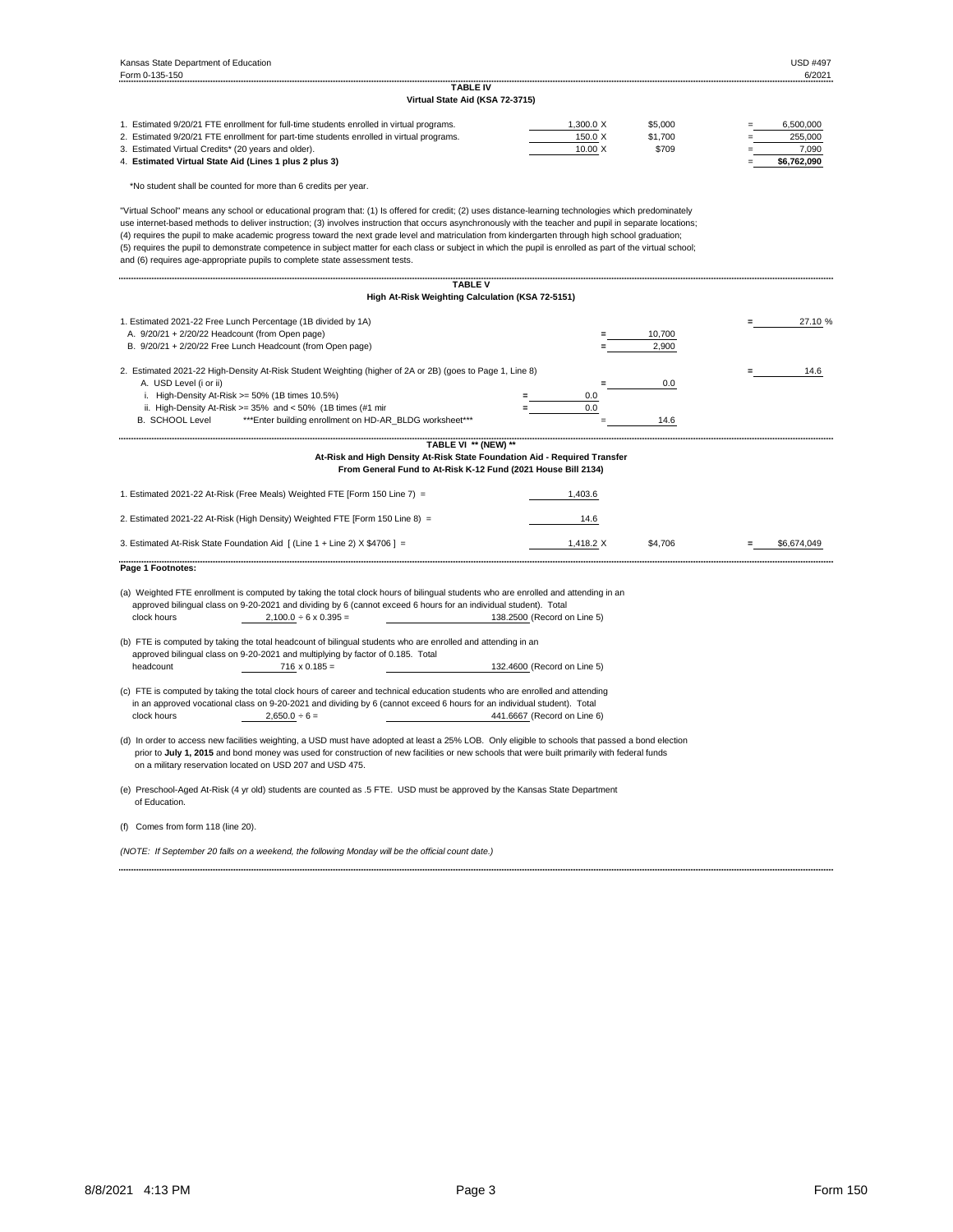Kansas State Department of Education — USD #497

Form 0-135-150 — 6/2021

## TABLE IV
### Virtual State Aid (KSA 72-3715)

| | | | | |
|---|---|---|---|---|
| 1. Estimated 9/20/21 FTE enrollment for full-time students enrolled in virtual programs. | 1,300.0 X | $5,000 | = | 6,500,000 |
| 2. Estimated 9/20/21 FTE enrollment for part-time students enrolled in virtual programs. | 150.0 X | $1,700 | = | 255,000 |
| 3. Estimated Virtual Credits* (20 years and older). | 10.00 X | $709 | = | 7,090 |
| **4. Estimated Virtual State Aid (Lines 1 plus 2 plus 3)** | | | = | **$6,762,090** |

*No student shall be counted for more than 6 credits per year.

"Virtual School" means any school or educational program that: (1) Is offered for credit; (2) uses distance-learning technologies which predominately use internet-based methods to deliver instruction; (3) involves instruction that occurs asynchronously with the teacher and pupil in separate locations; (4) requires the pupil to make academic progress toward the next grade level and matriculation from kindergarten through high school graduation; (5) requires the pupil to demonstrate competence in subject matter for each class or subject in which the pupil is enrolled as part of the virtual school; and (6) requires age-appropriate pupils to complete state assessment tests.

## TABLE V
### High At-Risk Weighting Calculation (KSA 72-5151)

| | | | |
|---|---|---|---|
| 1. Estimated 2021-22 Free Lunch Percentage (1B divided by 1A) | | | = 27.10 % |
| A. 9/20/21 + 2/20/22 Headcount (from Open page) | | = 10,700 | |
| B. 9/20/21 + 2/20/22 Free Lunch Headcount (from Open page) | | = 2,900 | |
| 2. Estimated 2021-22 High-Density At-Risk Student Weighting (higher of 2A or 2B) (goes to Page 1, Line 8) | | | = 14.6 |
| A. USD Level (i or ii) | | = 0.0 | |
| i. High-Density At-Risk >= 50% (1B times 10.5%) | = 0.0 | | |
| ii. High-Density At-Risk >= 35% and < 50% (1B times (#1 mir | = 0.0 | | |
| B. SCHOOL Level ***Enter building enrollment on HD-AR_BLDG worksheet*** | | = 14.6 | |

## TABLE VI ** (NEW) **
### At-Risk and High Density At-Risk State Foundation Aid - Required Transfer From General Fund to At-Risk K-12 Fund (2021 House Bill 2134)

| | | | | |
|---|---|---|---|---|
| 1. Estimated 2021-22 At-Risk (Free Meals) Weighted FTE [Form 150 Line 7] = | 1,403.6 | | | |
| 2. Estimated 2021-22 At-Risk (High Density) Weighted FTE [Form 150 Line 8] = | 14.6 | | | |
| 3. Estimated At-Risk State Foundation Aid [ (Line 1 + Line 2) X $4706 ] = | 1,418.2 X | $4,706 | = | $6,674,049 |

**Page 1 Footnotes:**

(a) Weighted FTE enrollment is computed by taking the total clock hours of bilingual students who are enrolled and attending in an approved bilingual class on 9-20-2021 and dividing by 6 (cannot exceed 6 hours for an individual student). Total clock hours 2,100.0 ÷ 6 x 0.395 = 138.2500 (Record on Line 5)

(b) FTE is computed by taking the total headcount of bilingual students who are enrolled and attending in an approved bilingual class on 9-20-2021 and multiplying by factor of 0.185. Total headcount 716 x 0.185 = 132.4600 (Record on Line 5)

(c) FTE is computed by taking the total clock hours of career and technical education students who are enrolled and attending in an approved vocational class on 9-20-2021 and dividing by 6 (cannot exceed 6 hours for an individual student). Total clock hours 2,650.0 ÷ 6 = 441.6667 (Record on Line 6)

(d) In order to access new facilities weighting, a USD must have adopted at least a 25% LOB. Only eligible to schools that passed a bond election prior to **July 1, 2015** and bond money was used for construction of new facilities or new schools that were built primarily with federal funds on a military reservation located on USD 207 and USD 475.

(e) Preschool-Aged At-Risk (4 yr old) students are counted as .5 FTE. USD must be approved by the Kansas State Department of Education.

(f) Comes from form 118 (line 20).

*(NOTE: If September 20 falls on a weekend, the following Monday will be the official count date.)*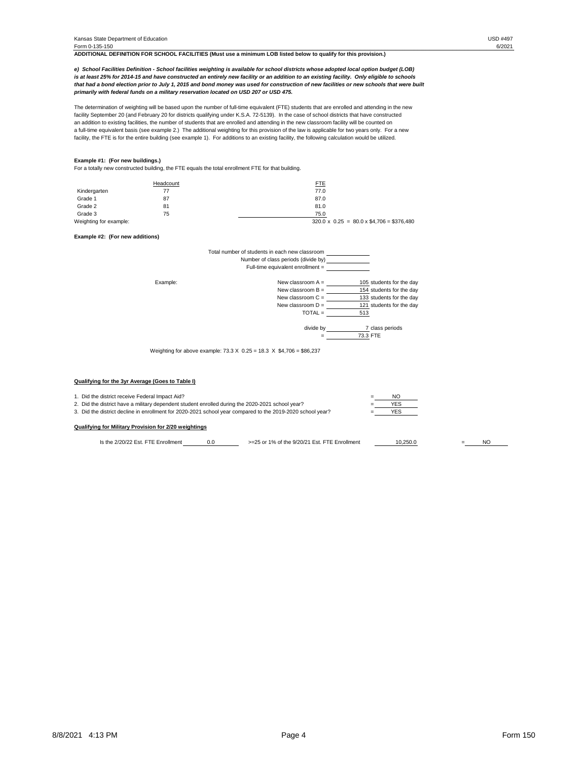**ADDITIONAL DEFINITION FOR SCHOOL FACILITIES (Must use a minimum LOB listed below to qualify for this provision.)**

***e) School Facilities Definition - School facilities weighting is available for school districts whose adopted local option budget (LOB) is at least 25% for 2014-15 and have constructed an entirely new facility or an addition to an existing facility. Only eligible to schools that had a bond election prior to July 1, 2015 and bond money was used for construction of new facilities or new schools that were built primarily with federal funds on a military reservation located on USD 207 or USD 475.***

The determination of weighting will be based upon the number of full-time equivalent (FTE) students that are enrolled and attending in the new facility September 20 (and February 20 for districts qualifying under K.S.A. 72-5139). In the case of school districts that have constructed an addition to existing facilities, the number of students that are enrolled and attending in the new classroom facility will be counted on a full-time equivalent basis (see example 2.) The additional weighting for this provision of the law is applicable for two years only. For a new facility, the FTE is for the entire building (see example 1). For additions to an existing facility, the following calculation would be utilized.

**Example #1: (For new buildings.)**

For a totally new constructed building, the FTE equals the total enrollment FTE for that building.

| | Headcount | FTE |
|---|---|---|
| Kindergarten | 77 | 77.0 |
| Grade 1 | 87 | 87.0 |
| Grade 2 | 81 | 81.0 |
| Grade 3 | 75 | 75.0 |
| Weighting for example: | | 320.0 x 0.25 = 80.0 x $4,706 = $376,480 |

**Example #2: (For new additions)**

Total number of students in each new classroom ______

Number of class periods (divide by) ______

Full-time equivalent enrollment = ______

Example:

| | | |
|---|---|---|
| New classroom A = | 105 | students for the day |
| New classroom B = | 154 | students for the day |
| New classroom C = | 133 | students for the day |
| New classroom D = | 121 | students for the day |
| TOTAL = | 513 | |
| divide by | 7 | class periods |
| = | 73.3 | FTE |

Weighting for above example: 73.3 X 0.25 = 18.3 X $4,706 = $86,237

**Qualifying for the 3yr Average (Goes to Table I)**

1. Did the district receive Federal Impact Aid? = NO
2. Did the district have a military dependent student enrolled during the 2020-2021 school year? = YES
3. Did the district decline in enrollment for 2020-2021 school year compared to the 2019-2020 school year? = YES

**Qualifying for Military Provision for 2/20 weightings**

Is the 2/20/22 Est. FTE Enrollment 0.0 >=25 or 1% of the 9/20/21 Est. FTE Enrollment 10,250.0 = NO